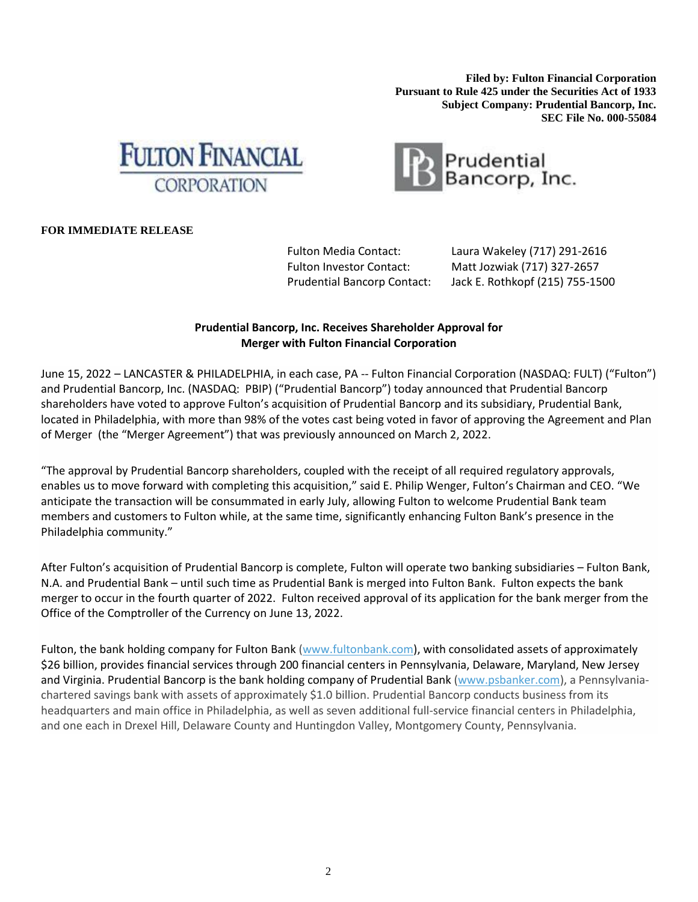**Filed by: Fulton Financial Corporation**
**Pursuant to Rule 425 under the Securities Act of 1933**
**Subject Company: Prudential Bancorp, Inc.**
**SEC File No. 000-55084**

FULTON FINANCIAL CORPORATION

Prudential Bancorp, Inc.

**FOR IMMEDIATE RELEASE**

| | |
|---|---|
| Fulton Media Contact: | Laura Wakeley (717) 291-2616 |
| Fulton Investor Contact: | Matt Jozwiak (717) 327-2657 |
| Prudential Bancorp Contact: | Jack E. Rothkopf (215) 755-1500 |

## Prudential Bancorp, Inc. Receives Shareholder Approval for Merger with Fulton Financial Corporation

June 15, 2022 – LANCASTER & PHILADELPHIA, in each case, PA -- Fulton Financial Corporation (NASDAQ: FULT) ("Fulton") and Prudential Bancorp, Inc. (NASDAQ: PBIP) ("Prudential Bancorp") today announced that Prudential Bancorp shareholders have voted to approve Fulton's acquisition of Prudential Bancorp and its subsidiary, Prudential Bank, located in Philadelphia, with more than 98% of the votes cast being voted in favor of approving the Agreement and Plan of Merger (the "Merger Agreement") that was previously announced on March 2, 2022.

"The approval by Prudential Bancorp shareholders, coupled with the receipt of all required regulatory approvals, enables us to move forward with completing this acquisition," said E. Philip Wenger, Fulton's Chairman and CEO. "We anticipate the transaction will be consummated in early July, allowing Fulton to welcome Prudential Bank team members and customers to Fulton while, at the same time, significantly enhancing Fulton Bank's presence in the Philadelphia community."

After Fulton's acquisition of Prudential Bancorp is complete, Fulton will operate two banking subsidiaries – Fulton Bank, N.A. and Prudential Bank – until such time as Prudential Bank is merged into Fulton Bank. Fulton expects the bank merger to occur in the fourth quarter of 2022. Fulton received approval of its application for the bank merger from the Office of the Comptroller of the Currency on June 13, 2022.

Fulton, the bank holding company for Fulton Bank (www.fultonbank.com), with consolidated assets of approximately $26 billion, provides financial services through 200 financial centers in Pennsylvania, Delaware, Maryland, New Jersey and Virginia. Prudential Bancorp is the bank holding company of Prudential Bank (www.psbanker.com), a Pennsylvania-chartered savings bank with assets of approximately $1.0 billion. Prudential Bancorp conducts business from its headquarters and main office in Philadelphia, as well as seven additional full-service financial centers in Philadelphia, and one each in Drexel Hill, Delaware County and Huntingdon Valley, Montgomery County, Pennsylvania.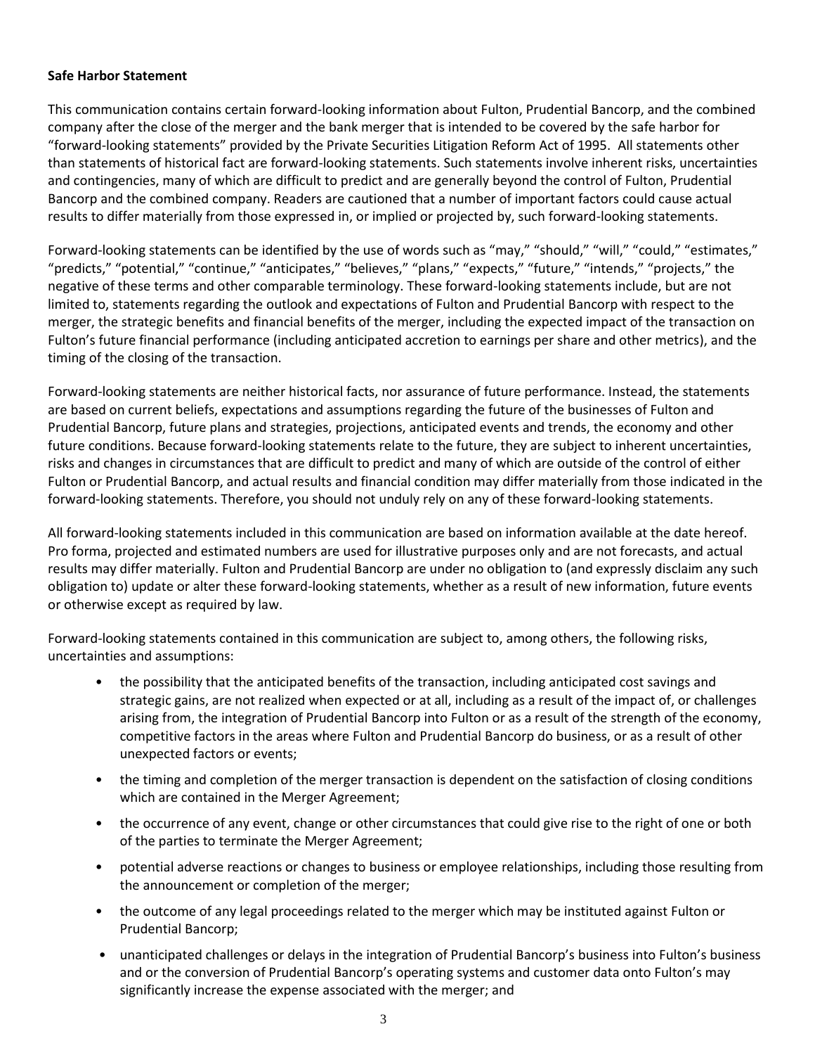**Safe Harbor Statement**

This communication contains certain forward-looking information about Fulton, Prudential Bancorp, and the combined company after the close of the merger and the bank merger that is intended to be covered by the safe harbor for "forward-looking statements" provided by the Private Securities Litigation Reform Act of 1995. All statements other than statements of historical fact are forward-looking statements. Such statements involve inherent risks, uncertainties and contingencies, many of which are difficult to predict and are generally beyond the control of Fulton, Prudential Bancorp and the combined company. Readers are cautioned that a number of important factors could cause actual results to differ materially from those expressed in, or implied or projected by, such forward-looking statements.

Forward-looking statements can be identified by the use of words such as "may," "should," "will," "could," "estimates," "predicts," "potential," "continue," "anticipates," "believes," "plans," "expects," "future," "intends," "projects," the negative of these terms and other comparable terminology. These forward-looking statements include, but are not limited to, statements regarding the outlook and expectations of Fulton and Prudential Bancorp with respect to the merger, the strategic benefits and financial benefits of the merger, including the expected impact of the transaction on Fulton's future financial performance (including anticipated accretion to earnings per share and other metrics), and the timing of the closing of the transaction.

Forward-looking statements are neither historical facts, nor assurance of future performance. Instead, the statements are based on current beliefs, expectations and assumptions regarding the future of the businesses of Fulton and Prudential Bancorp, future plans and strategies, projections, anticipated events and trends, the economy and other future conditions. Because forward-looking statements relate to the future, they are subject to inherent uncertainties, risks and changes in circumstances that are difficult to predict and many of which are outside of the control of either Fulton or Prudential Bancorp, and actual results and financial condition may differ materially from those indicated in the forward-looking statements. Therefore, you should not unduly rely on any of these forward-looking statements.

All forward-looking statements included in this communication are based on information available at the date hereof. Pro forma, projected and estimated numbers are used for illustrative purposes only and are not forecasts, and actual results may differ materially. Fulton and Prudential Bancorp are under no obligation to (and expressly disclaim any such obligation to) update or alter these forward-looking statements, whether as a result of new information, future events or otherwise except as required by law.

Forward-looking statements contained in this communication are subject to, among others, the following risks, uncertainties and assumptions:

- the possibility that the anticipated benefits of the transaction, including anticipated cost savings and strategic gains, are not realized when expected or at all, including as a result of the impact of, or challenges arising from, the integration of Prudential Bancorp into Fulton or as a result of the strength of the economy, competitive factors in the areas where Fulton and Prudential Bancorp do business, or as a result of other unexpected factors or events;
- the timing and completion of the merger transaction is dependent on the satisfaction of closing conditions which are contained in the Merger Agreement;
- the occurrence of any event, change or other circumstances that could give rise to the right of one or both of the parties to terminate the Merger Agreement;
- potential adverse reactions or changes to business or employee relationships, including those resulting from the announcement or completion of the merger;
- the outcome of any legal proceedings related to the merger which may be instituted against Fulton or Prudential Bancorp;
- unanticipated challenges or delays in the integration of Prudential Bancorp's business into Fulton's business and or the conversion of Prudential Bancorp's operating systems and customer data onto Fulton's may significantly increase the expense associated with the merger; and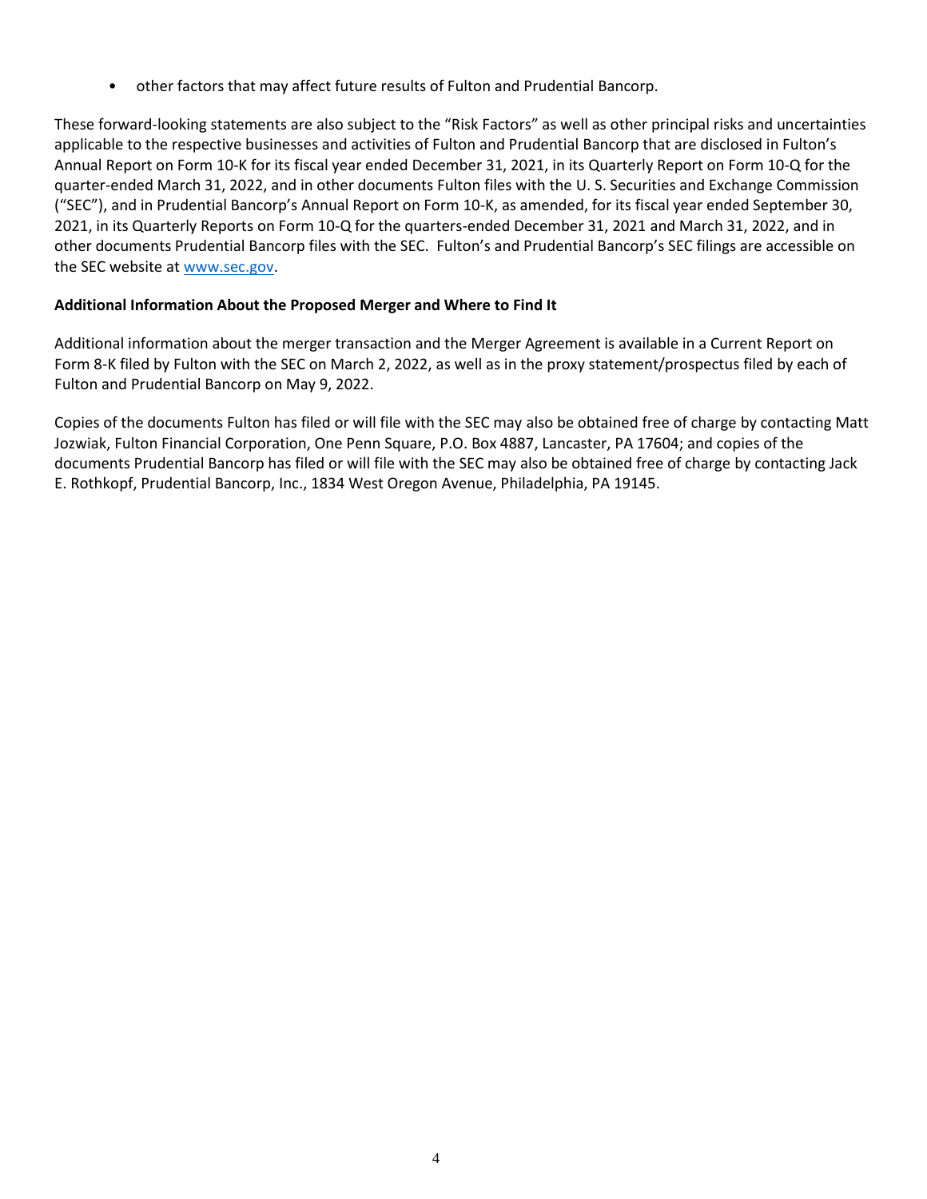- other factors that may affect future results of Fulton and Prudential Bancorp.

These forward-looking statements are also subject to the "Risk Factors" as well as other principal risks and uncertainties applicable to the respective businesses and activities of Fulton and Prudential Bancorp that are disclosed in Fulton's Annual Report on Form 10-K for its fiscal year ended December 31, 2021, in its Quarterly Report on Form 10-Q for the quarter-ended March 31, 2022, and in other documents Fulton files with the U. S. Securities and Exchange Commission ("SEC"), and in Prudential Bancorp's Annual Report on Form 10-K, as amended, for its fiscal year ended September 30, 2021, in its Quarterly Reports on Form 10-Q for the quarters-ended December 31, 2021 and March 31, 2022, and in other documents Prudential Bancorp files with the SEC. Fulton's and Prudential Bancorp's SEC filings are accessible on the SEC website at www.sec.gov.

**Additional Information About the Proposed Merger and Where to Find It**

Additional information about the merger transaction and the Merger Agreement is available in a Current Report on Form 8-K filed by Fulton with the SEC on March 2, 2022, as well as in the proxy statement/prospectus filed by each of Fulton and Prudential Bancorp on May 9, 2022.

Copies of the documents Fulton has filed or will file with the SEC may also be obtained free of charge by contacting Matt Jozwiak, Fulton Financial Corporation, One Penn Square, P.O. Box 4887, Lancaster, PA 17604; and copies of the documents Prudential Bancorp has filed or will file with the SEC may also be obtained free of charge by contacting Jack E. Rothkopf, Prudential Bancorp, Inc., 1834 West Oregon Avenue, Philadelphia, PA 19145.